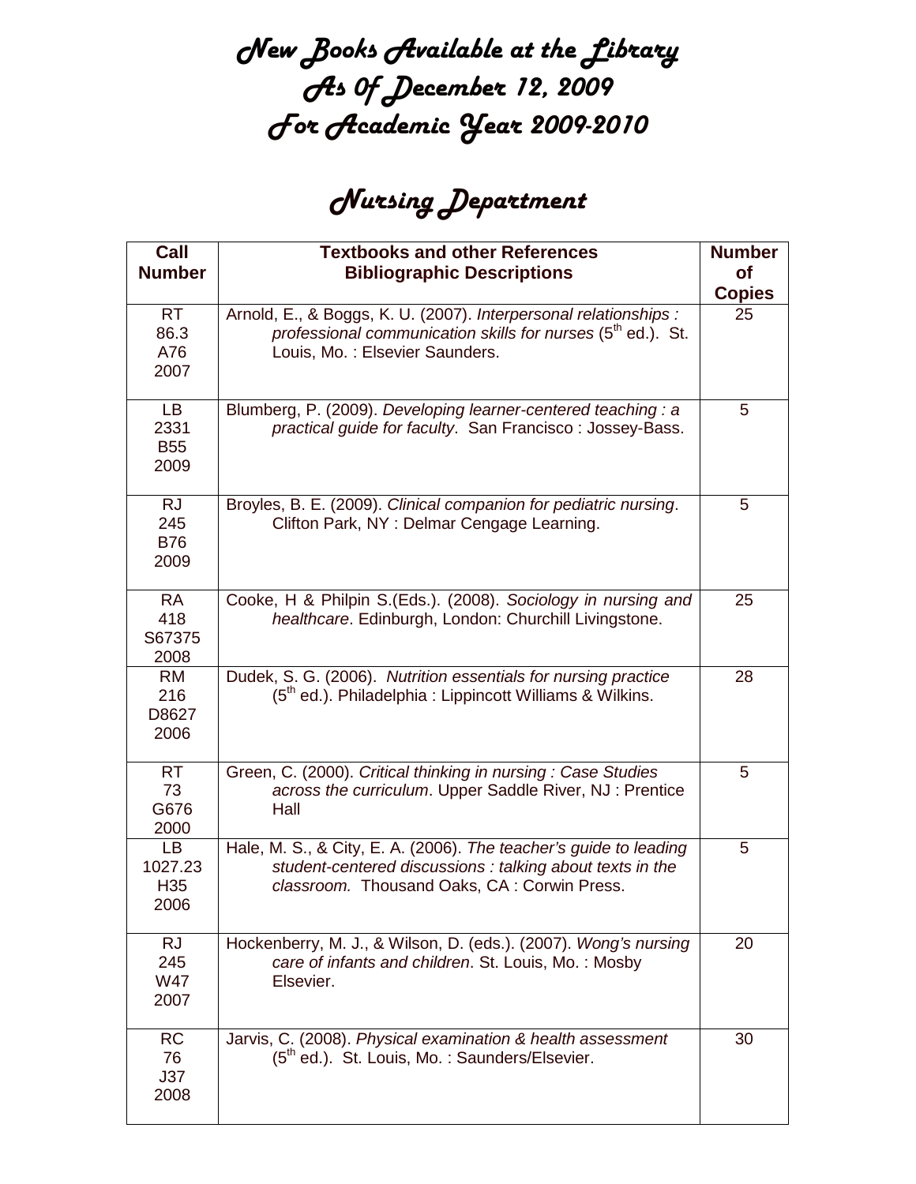# New Books Available at the Library
# As Of December 12, 2009
# For Academic Year 2009-2010

## Nursing Department

| Call Number | Textbooks and other References Bibliographic Descriptions | Number of Copies |
|---|---|---|
| RT 86.3 A76 2007 | Arnold, E., & Boggs, K. U. (2007). *Interpersonal relationships : professional communication skills for nurses* (5th ed.). St. Louis, Mo. : Elsevier Saunders. | 25 |
| LB 2331 B55 2009 | Blumberg, P. (2009). *Developing learner-centered teaching : a practical guide for faculty*. San Francisco : Jossey-Bass. | 5 |
| RJ 245 B76 2009 | Broyles, B. E. (2009). *Clinical companion for pediatric nursing*. Clifton Park, NY : Delmar Cengage Learning. | 5 |
| RA 418 S67375 2008 | Cooke, H & Philpin S.(Eds.). (2008). *Sociology in nursing and healthcare*. Edinburgh, London: Churchill Livingstone. | 25 |
| RM 216 D8627 2006 | Dudek, S. G. (2006). *Nutrition essentials for nursing practice* (5th ed.). Philadelphia : Lippincott Williams & Wilkins. | 28 |
| RT 73 G676 2000 | Green, C. (2000). *Critical thinking in nursing : Case Studies across the curriculum*. Upper Saddle River, NJ : Prentice Hall | 5 |
| LB 1027.23 H35 2006 | Hale, M. S., & City, E. A. (2006). *The teacher's guide to leading student-centered discussions : talking about texts in the classroom.* Thousand Oaks, CA : Corwin Press. | 5 |
| RJ 245 W47 2007 | Hockenberry, M. J., & Wilson, D. (eds.). (2007). *Wong's nursing care of infants and children*. St. Louis, Mo. : Mosby Elsevier. | 20 |
| RC 76 J37 2008 | Jarvis, C. (2008). *Physical examination & health assessment* (5th ed.). St. Louis, Mo. : Saunders/Elsevier. | 30 |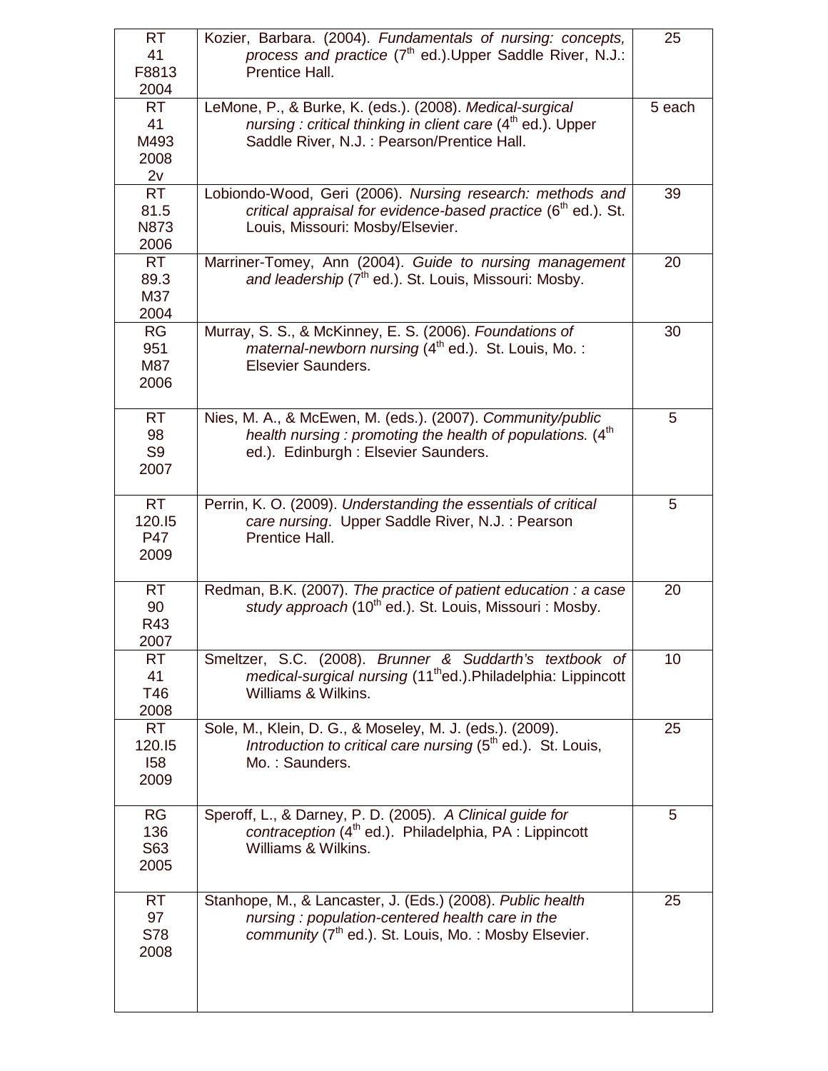| | | |
|---|---|---|
| RT 41 F8813 2004 | Kozier, Barbara. (2004). *Fundamentals of nursing: concepts, process and practice* (7th ed.).Upper Saddle River, N.J.: Prentice Hall. | 25 |
| RT 41 M493 2008 2v | LeMone, P., & Burke, K. (eds.). (2008). *Medical-surgical nursing : critical thinking in client care* (4th ed.). Upper Saddle River, N.J. : Pearson/Prentice Hall. | 5 each |
| RT 81.5 N873 2006 | Lobiondo-Wood, Geri (2006). *Nursing research: methods and critical appraisal for evidence-based practice* (6th ed.). St. Louis, Missouri: Mosby/Elsevier. | 39 |
| RT 89.3 M37 2004 | Marriner-Tomey, Ann (2004). *Guide to nursing management and leadership* (7th ed.). St. Louis, Missouri: Mosby. | 20 |
| RG 951 M87 2006 | Murray, S. S., & McKinney, E. S. (2006). *Foundations of maternal-newborn nursing* (4th ed.). St. Louis, Mo. : Elsevier Saunders. | 30 |
| RT 98 S9 2007 | Nies, M. A., & McEwen, M. (eds.). (2007). *Community/public health nursing : promoting the health of populations.* (4th ed.). Edinburgh : Elsevier Saunders. | 5 |
| RT 120.I5 P47 2009 | Perrin, K. O. (2009). *Understanding the essentials of critical care nursing*. Upper Saddle River, N.J. : Pearson Prentice Hall. | 5 |
| RT 90 R43 2007 | Redman, B.K. (2007). *The practice of patient education : a case study approach* (10th ed.). St. Louis, Missouri : Mosby. | 20 |
| RT 41 T46 2008 | Smeltzer, S.C. (2008). *Brunner & Suddarth's textbook of medical-surgical nursing* (11thed.).Philadelphia: Lippincott Williams & Wilkins. | 10 |
| RT 120.I5 I58 2009 | Sole, M., Klein, D. G., & Moseley, M. J. (eds.). (2009). *Introduction to critical care nursing* (5th ed.). St. Louis, Mo. : Saunders. | 25 |
| RG 136 S63 2005 | Speroff, L., & Darney, P. D. (2005). *A Clinical guide for contraception* (4th ed.). Philadelphia, PA : Lippincott Williams & Wilkins. | 5 |
| RT 97 S78 2008 | Stanhope, M., & Lancaster, J. (Eds.) (2008). *Public health nursing : population-centered health care in the community* (7th ed.). St. Louis, Mo. : Mosby Elsevier. | 25 |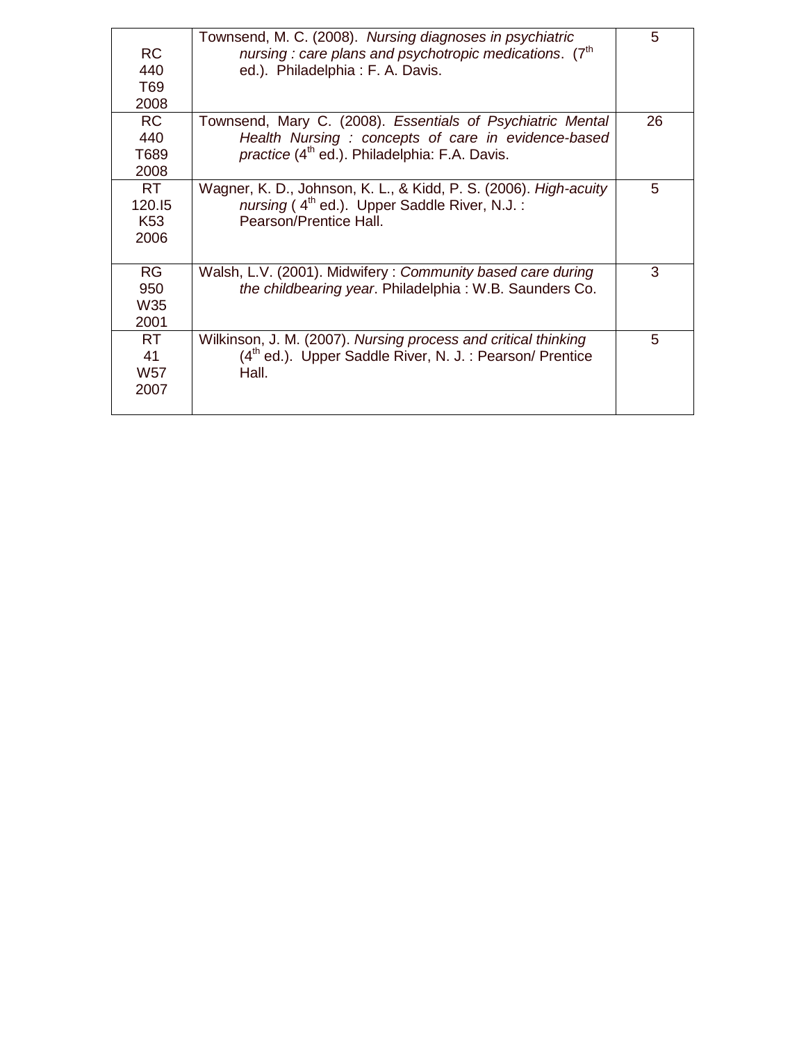| | | |
|---|---|---|
| RC 440 T69 2008 | Townsend, M. C. (2008). *Nursing diagnoses in psychiatric nursing : care plans and psychotropic medications*. (7th ed.). Philadelphia : F. A. Davis. | 5 |
| RC 440 T689 2008 | Townsend, Mary C. (2008). *Essentials of Psychiatric Mental Health Nursing : concepts of care in evidence-based practice* (4th ed.). Philadelphia: F.A. Davis. | 26 |
| RT 120.I5 K53 2006 | Wagner, K. D., Johnson, K. L., & Kidd, P. S. (2006). *High-acuity nursing* ( 4th ed.). Upper Saddle River, N.J. : Pearson/Prentice Hall. | 5 |
| RG 950 W35 2001 | Walsh, L.V. (2001). Midwifery : *Community based care during the childbearing year*. Philadelphia : W.B. Saunders Co. | 3 |
| RT 41 W57 2007 | Wilkinson, J. M. (2007). *Nursing process and critical thinking* (4th ed.). Upper Saddle River, N. J. : Pearson/ Prentice Hall. | 5 |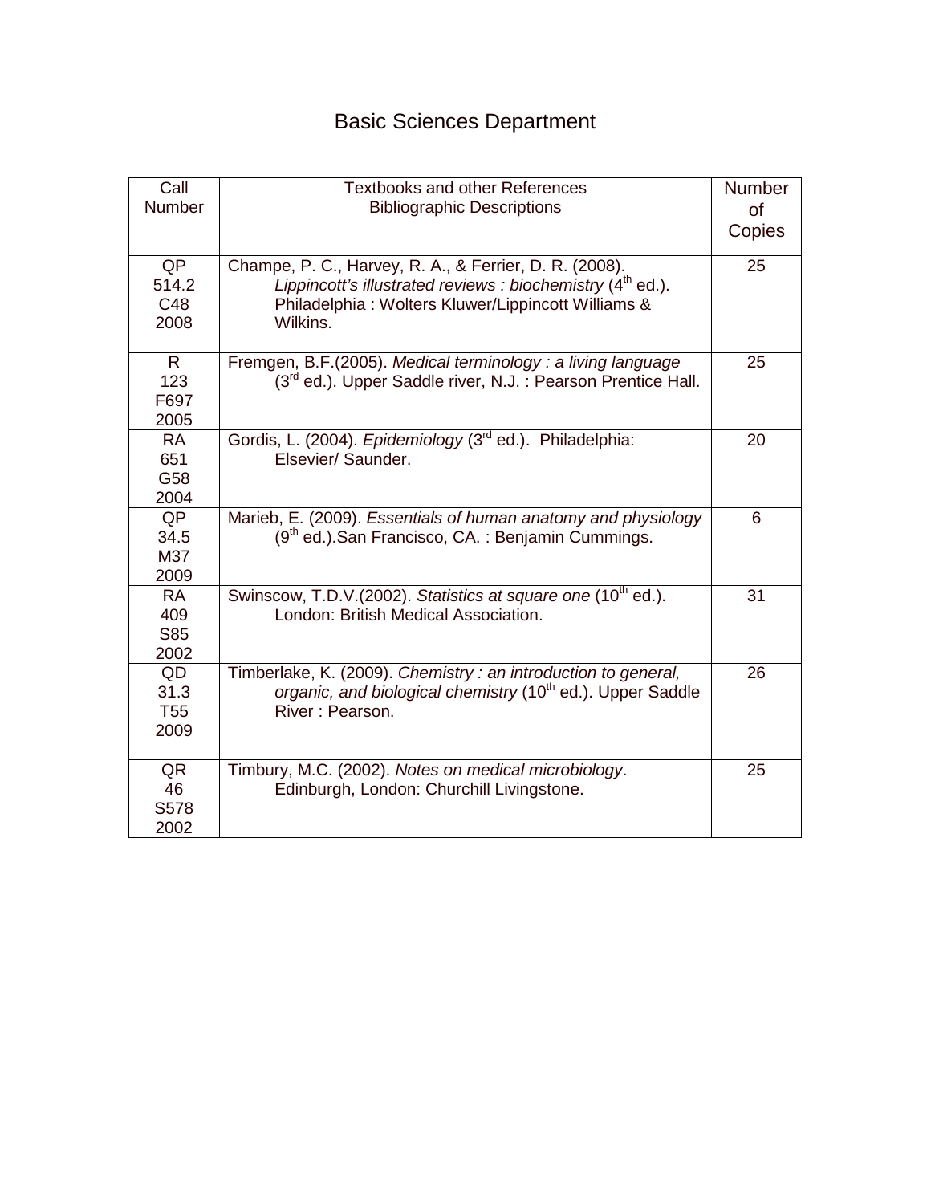# Basic Sciences Department

| Call Number | Textbooks and other References Bibliographic Descriptions | Number of Copies |
|---|---|---|
| QP 514.2 C48 2008 | Champe, P. C., Harvey, R. A., & Ferrier, D. R. (2008). *Lippincott's illustrated reviews : biochemistry* (4th ed.). Philadelphia : Wolters Kluwer/Lippincott Williams & Wilkins. | 25 |
| R 123 F697 2005 | Fremgen, B.F.(2005). *Medical terminology : a living language* (3rd ed.). Upper Saddle river, N.J. : Pearson Prentice Hall. | 25 |
| RA 651 G58 2004 | Gordis, L. (2004). *Epidemiology* (3rd ed.). Philadelphia: Elsevier/ Saunder. | 20 |
| QP 34.5 M37 2009 | Marieb, E. (2009). *Essentials of human anatomy and physiology* (9th ed.).San Francisco, CA. : Benjamin Cummings. | 6 |
| RA 409 S85 2002 | Swinscow, T.D.V.(2002). *Statistics at square one* (10th ed.). London: British Medical Association. | 31 |
| QD 31.3 T55 2009 | Timberlake, K. (2009). *Chemistry : an introduction to general, organic, and biological chemistry* (10th ed.). Upper Saddle River : Pearson. | 26 |
| QR 46 S578 2002 | Timbury, M.C. (2002). *Notes on medical microbiology*. Edinburgh, London: Churchill Livingstone. | 25 |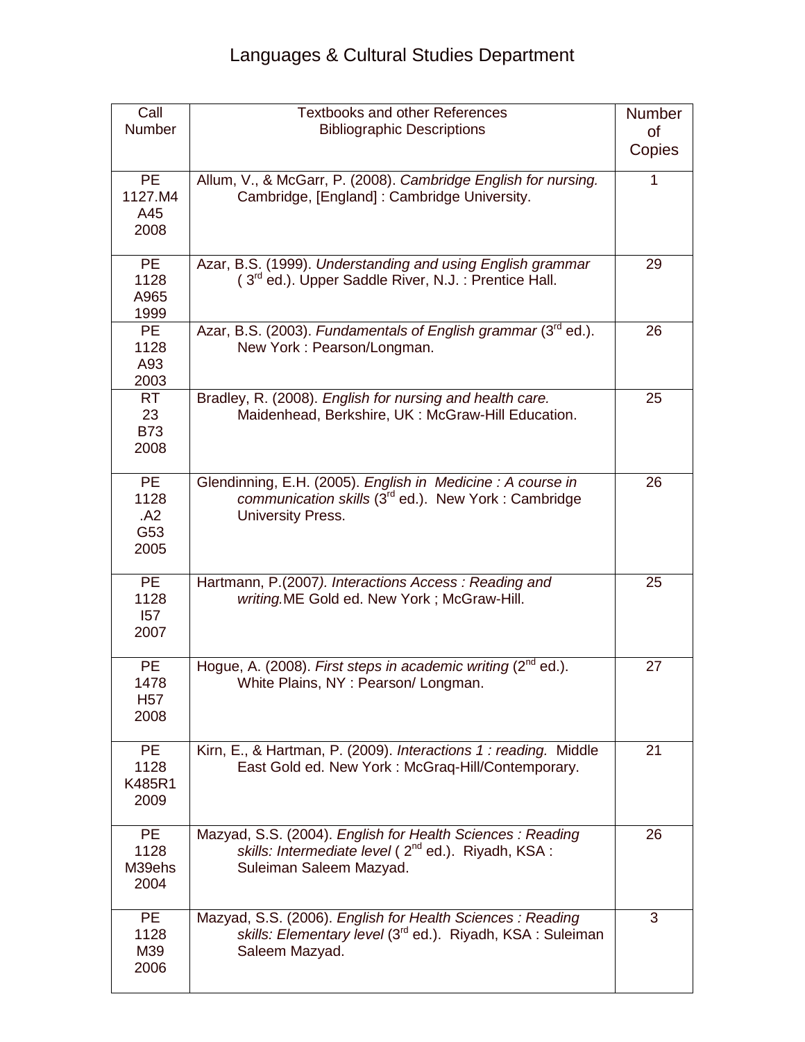# Languages & Cultural Studies Department

| Call Number | Textbooks and other References Bibliographic Descriptions | Number of Copies |
|---|---|---|
| PE 1127.M4 A45 2008 | Allum, V., & McGarr, P. (2008). *Cambridge English for nursing.* Cambridge, [England] : Cambridge University. | 1 |
| PE 1128 A965 1999 | Azar, B.S. (1999). *Understanding and using English grammar* ( 3rd ed.). Upper Saddle River, N.J. : Prentice Hall. | 29 |
| PE 1128 A93 2003 | Azar, B.S. (2003). *Fundamentals of English grammar* (3rd ed.). New York : Pearson/Longman. | 26 |
| RT 23 B73 2008 | Bradley, R. (2008). *English for nursing and health care.* Maidenhead, Berkshire, UK : McGraw-Hill Education. | 25 |
| PE 1128 .A2 G53 2005 | Glendinning, E.H. (2005). *English in Medicine : A course in communication skills* (3rd ed.). New York : Cambridge University Press. | 26 |
| PE 1128 I57 2007 | Hartmann, P.(2007*). Interactions Access : Reading and writing.*ME Gold ed. New York ; McGraw-Hill. | 25 |
| PE 1478 H57 2008 | Hogue, A. (2008). *First steps in academic writing* (2nd ed.). White Plains, NY : Pearson/ Longman. | 27 |
| PE 1128 K485R1 2009 | Kirn, E., & Hartman, P. (2009). *Interactions 1 : reading.* Middle East Gold ed. New York : McGraq-Hill/Contemporary. | 21 |
| PE 1128 M39ehs 2004 | Mazyad, S.S. (2004). *English for Health Sciences : Reading skills: Intermediate level* ( 2nd ed.). Riyadh, KSA : Suleiman Saleem Mazyad. | 26 |
| PE 1128 M39 2006 | Mazyad, S.S. (2006). *English for Health Sciences : Reading skills: Elementary level* (3rd ed.). Riyadh, KSA : Suleiman Saleem Mazyad. | 3 |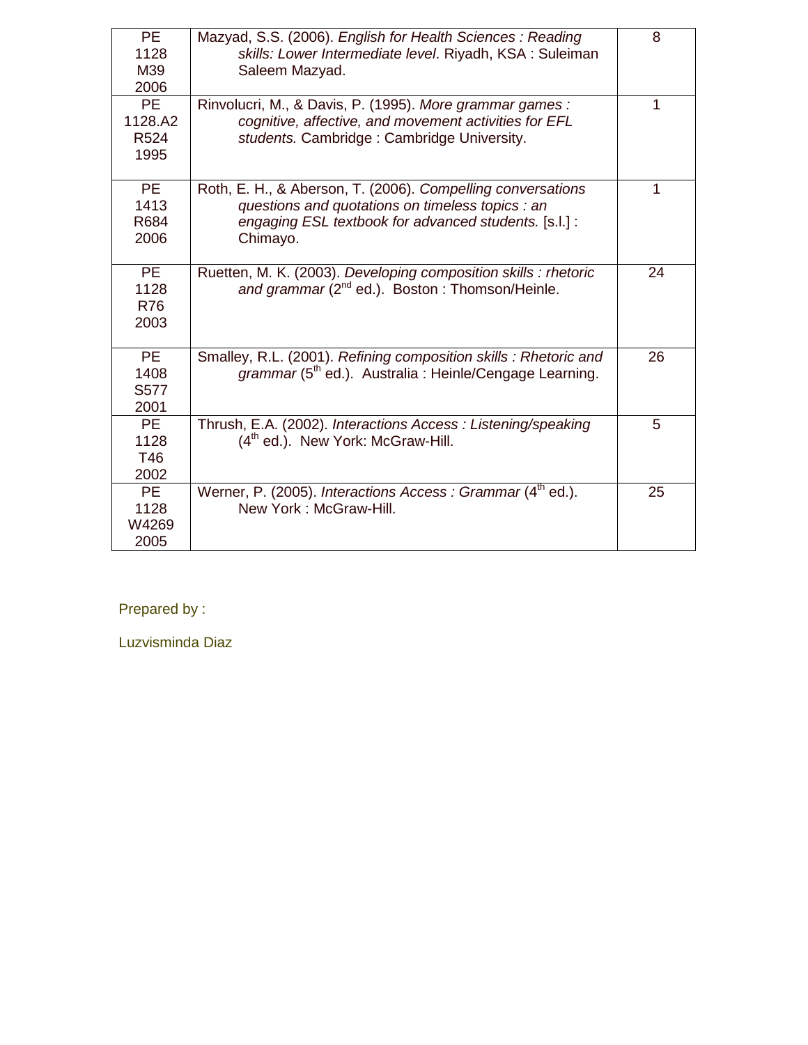| | | |
|---|---|---|
| PE 1128 M39 2006 | Mazyad, S.S. (2006). *English for Health Sciences : Reading skills: Lower Intermediate level*. Riyadh, KSA : Suleiman Saleem Mazyad. | 8 |
| PE 1128.A2 R524 1995 | Rinvolucri, M., & Davis, P. (1995). *More grammar games : cognitive, affective, and movement activities for EFL students.* Cambridge : Cambridge University. | 1 |
| PE 1413 R684 2006 | Roth, E. H., & Aberson, T. (2006). *Compelling conversations questions and quotations on timeless topics : an engaging ESL textbook for advanced students.* [s.l.] : Chimayo. | 1 |
| PE 1128 R76 2003 | Ruetten, M. K. (2003). *Developing composition skills : rhetoric and grammar* (2nd ed.). Boston : Thomson/Heinle. | 24 |
| PE 1408 S577 2001 | Smalley, R.L. (2001). *Refining composition skills : Rhetoric and grammar* (5th ed.). Australia : Heinle/Cengage Learning. | 26 |
| PE 1128 T46 2002 | Thrush, E.A. (2002). *Interactions Access : Listening/speaking* (4th ed.). New York: McGraw-Hill. | 5 |
| PE 1128 W4269 2005 | Werner, P. (2005). *Interactions Access : Grammar* (4th ed.). New York : McGraw-Hill. | 25 |

Prepared by :

Luzvisminda Diaz